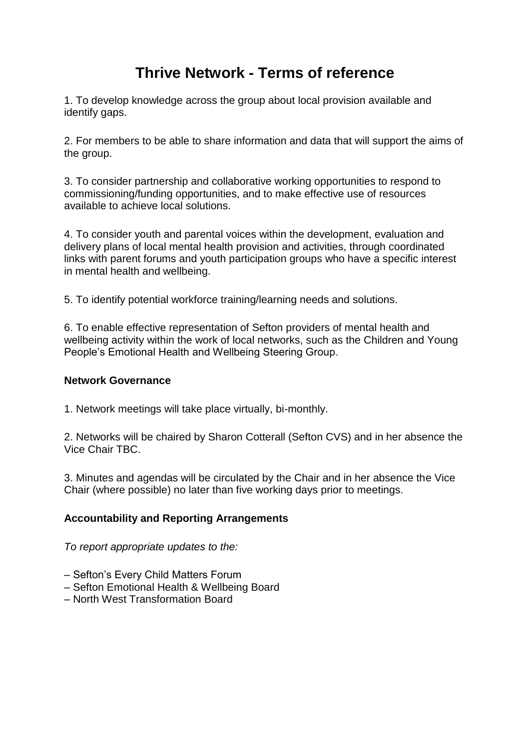# Thrive Network - Terms of reference

1. To develop knowledge across the group about local provision available and identify gaps.

2. For members to be able to share information and data that will support the aims of the group.

3. To consider partnership and collaborative working opportunities to respond to commissioning/funding opportunities, and to make effective use of resources available to achieve local solutions.

4. To consider youth and parental voices within the development, evaluation and delivery plans of local mental health provision and activities, through coordinated links with parent forums and youth participation groups who have a specific interest in mental health and wellbeing.

5. To identify potential workforce training/learning needs and solutions.

6. To enable effective representation of Sefton providers of mental health and wellbeing activity within the work of local networks, such as the Children and Young People's Emotional Health and Wellbeing Steering Group.

**Network Governance**

1. Network meetings will take place virtually, bi-monthly.

2. Networks will be chaired by Sharon Cotterall (Sefton CVS) and in her absence the Vice Chair TBC.

3. Minutes and agendas will be circulated by the Chair and in her absence the Vice Chair (where possible) no later than five working days prior to meetings.

**Accountability and Reporting Arrangements**

*To report appropriate updates to the:*

– Sefton's Every Child Matters Forum
– Sefton Emotional Health & Wellbeing Board
– North West Transformation Board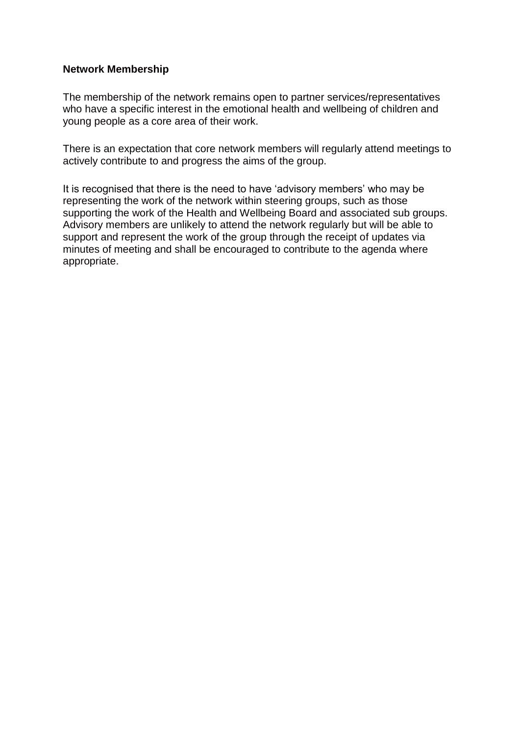**Network Membership**

The membership of the network remains open to partner services/representatives who have a specific interest in the emotional health and wellbeing of children and young people as a core area of their work.

There is an expectation that core network members will regularly attend meetings to actively contribute to and progress the aims of the group.

It is recognised that there is the need to have 'advisory members' who may be representing the work of the network within steering groups, such as those supporting the work of the Health and Wellbeing Board and associated sub groups. Advisory members are unlikely to attend the network regularly but will be able to support and represent the work of the group through the receipt of updates via minutes of meeting and shall be encouraged to contribute to the agenda where appropriate.